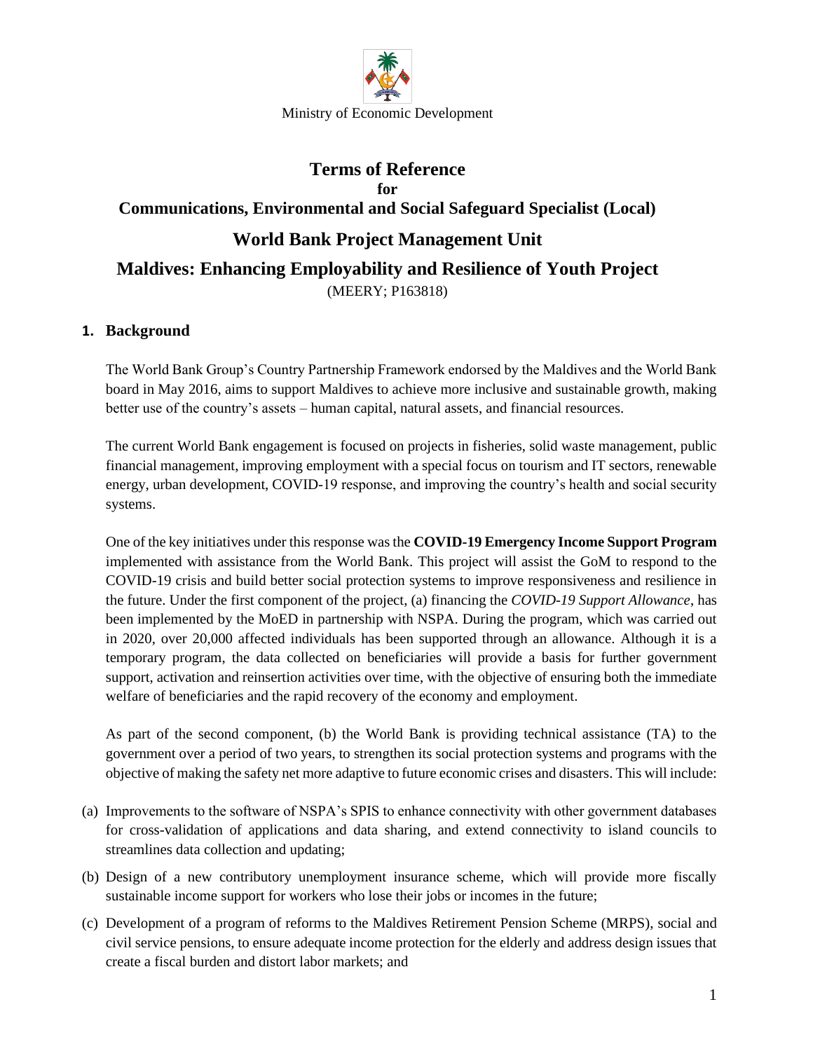Ministry of Economic Development

# Terms of Reference

**for**

## Communications, Environmental and Social Safeguard Specialist (Local)

## World Bank Project Management Unit

## Maldives: Enhancing Employability and Resilience of Youth Project

(MEERY; P163818)

### 1. Background

The World Bank Group's Country Partnership Framework endorsed by the Maldives and the World Bank board in May 2016, aims to support Maldives to achieve more inclusive and sustainable growth, making better use of the country's assets – human capital, natural assets, and financial resources.

The current World Bank engagement is focused on projects in fisheries, solid waste management, public financial management, improving employment with a special focus on tourism and IT sectors, renewable energy, urban development, COVID-19 response, and improving the country's health and social security systems.

One of the key initiatives under this response was the **COVID-19 Emergency Income Support Program** implemented with assistance from the World Bank. This project will assist the GoM to respond to the COVID-19 crisis and build better social protection systems to improve responsiveness and resilience in the future. Under the first component of the project, (a) financing the *COVID-19 Support Allowance*, has been implemented by the MoED in partnership with NSPA. During the program, which was carried out in 2020, over 20,000 affected individuals has been supported through an allowance. Although it is a temporary program, the data collected on beneficiaries will provide a basis for further government support, activation and reinsertion activities over time, with the objective of ensuring both the immediate welfare of beneficiaries and the rapid recovery of the economy and employment.

As part of the second component, (b) the World Bank is providing technical assistance (TA) to the government over a period of two years, to strengthen its social protection systems and programs with the objective of making the safety net more adaptive to future economic crises and disasters. This will include:

(a) Improvements to the software of NSPA's SPIS to enhance connectivity with other government databases for cross-validation of applications and data sharing, and extend connectivity to island councils to streamlines data collection and updating;

(b) Design of a new contributory unemployment insurance scheme, which will provide more fiscally sustainable income support for workers who lose their jobs or incomes in the future;

(c) Development of a program of reforms to the Maldives Retirement Pension Scheme (MRPS), social and civil service pensions, to ensure adequate income protection for the elderly and address design issues that create a fiscal burden and distort labor markets; and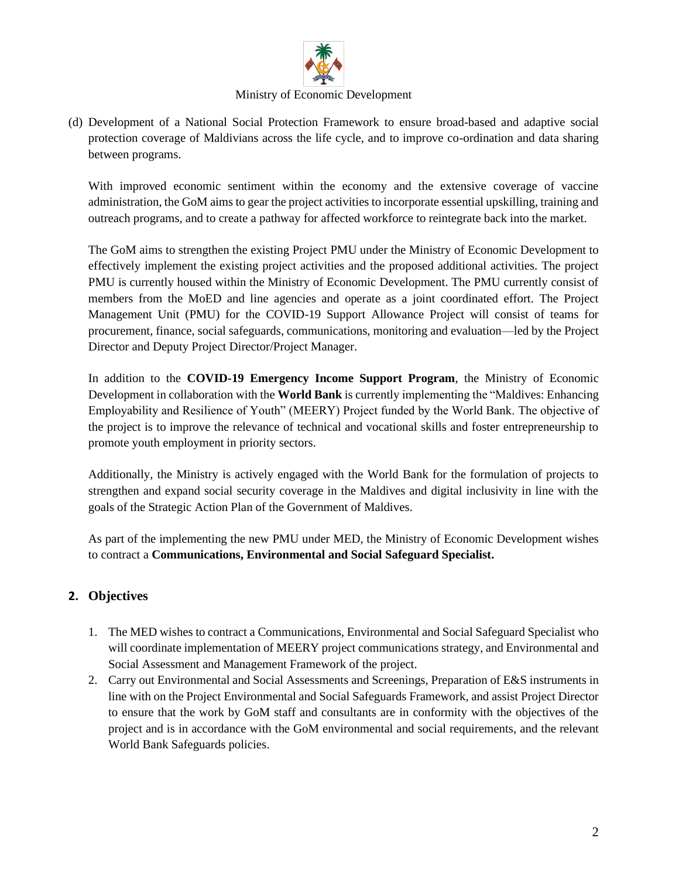(d) Development of a National Social Protection Framework to ensure broad-based and adaptive social protection coverage of Maldivians across the life cycle, and to improve co-ordination and data sharing between programs.

With improved economic sentiment within the economy and the extensive coverage of vaccine administration, the GoM aims to gear the project activities to incorporate essential upskilling, training and outreach programs, and to create a pathway for affected workforce to reintegrate back into the market.

The GoM aims to strengthen the existing Project PMU under the Ministry of Economic Development to effectively implement the existing project activities and the proposed additional activities. The project PMU is currently housed within the Ministry of Economic Development. The PMU currently consist of members from the MoED and line agencies and operate as a joint coordinated effort. The Project Management Unit (PMU) for the COVID-19 Support Allowance Project will consist of teams for procurement, finance, social safeguards, communications, monitoring and evaluation—led by the Project Director and Deputy Project Director/Project Manager.

In addition to the **COVID-19 Emergency Income Support Program**, the Ministry of Economic Development in collaboration with the **World Bank** is currently implementing the "Maldives: Enhancing Employability and Resilience of Youth" (MEERY) Project funded by the World Bank. The objective of the project is to improve the relevance of technical and vocational skills and foster entrepreneurship to promote youth employment in priority sectors.

Additionally, the Ministry is actively engaged with the World Bank for the formulation of projects to strengthen and expand social security coverage in the Maldives and digital inclusivity in line with the goals of the Strategic Action Plan of the Government of Maldives.

As part of the implementing the new PMU under MED, the Ministry of Economic Development wishes to contract a **Communications, Environmental and Social Safeguard Specialist.**

## 2. Objectives

1. The MED wishes to contract a Communications, Environmental and Social Safeguard Specialist who will coordinate implementation of MEERY project communications strategy, and Environmental and Social Assessment and Management Framework of the project.
2. Carry out Environmental and Social Assessments and Screenings, Preparation of E&S instruments in line with on the Project Environmental and Social Safeguards Framework, and assist Project Director to ensure that the work by GoM staff and consultants are in conformity with the objectives of the project and is in accordance with the GoM environmental and social requirements, and the relevant World Bank Safeguards policies.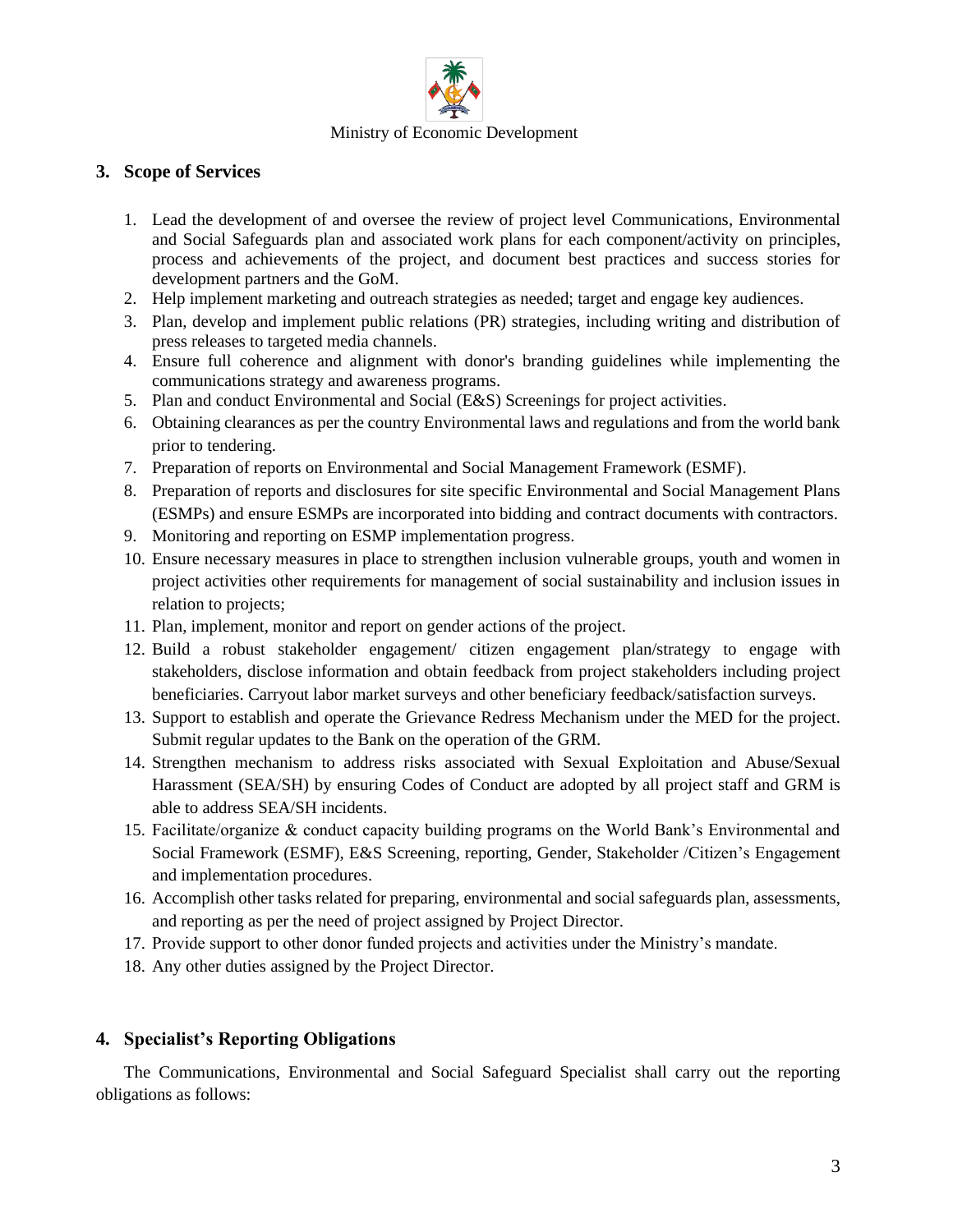Ministry of Economic Development

## 3. Scope of Services

1. Lead the development of and oversee the review of project level Communications, Environmental and Social Safeguards plan and associated work plans for each component/activity on principles, process and achievements of the project, and document best practices and success stories for development partners and the GoM.
2. Help implement marketing and outreach strategies as needed; target and engage key audiences.
3. Plan, develop and implement public relations (PR) strategies, including writing and distribution of press releases to targeted media channels.
4. Ensure full coherence and alignment with donor's branding guidelines while implementing the communications strategy and awareness programs.
5. Plan and conduct Environmental and Social (E&S) Screenings for project activities.
6. Obtaining clearances as per the country Environmental laws and regulations and from the world bank prior to tendering.
7. Preparation of reports on Environmental and Social Management Framework (ESMF).
8. Preparation of reports and disclosures for site specific Environmental and Social Management Plans (ESMPs) and ensure ESMPs are incorporated into bidding and contract documents with contractors.
9. Monitoring and reporting on ESMP implementation progress.
10. Ensure necessary measures in place to strengthen inclusion vulnerable groups, youth and women in project activities other requirements for management of social sustainability and inclusion issues in relation to projects;
11. Plan, implement, monitor and report on gender actions of the project.
12. Build a robust stakeholder engagement/ citizen engagement plan/strategy to engage with stakeholders, disclose information and obtain feedback from project stakeholders including project beneficiaries. Carryout labor market surveys and other beneficiary feedback/satisfaction surveys.
13. Support to establish and operate the Grievance Redress Mechanism under the MED for the project. Submit regular updates to the Bank on the operation of the GRM.
14. Strengthen mechanism to address risks associated with Sexual Exploitation and Abuse/Sexual Harassment (SEA/SH) by ensuring Codes of Conduct are adopted by all project staff and GRM is able to address SEA/SH incidents.
15. Facilitate/organize & conduct capacity building programs on the World Bank's Environmental and Social Framework (ESMF), E&S Screening, reporting, Gender, Stakeholder /Citizen's Engagement and implementation procedures.
16. Accomplish other tasks related for preparing, environmental and social safeguards plan, assessments, and reporting as per the need of project assigned by Project Director.
17. Provide support to other donor funded projects and activities under the Ministry's mandate.
18. Any other duties assigned by the Project Director.

## 4. Specialist's Reporting Obligations

The Communications, Environmental and Social Safeguard Specialist shall carry out the reporting obligations as follows: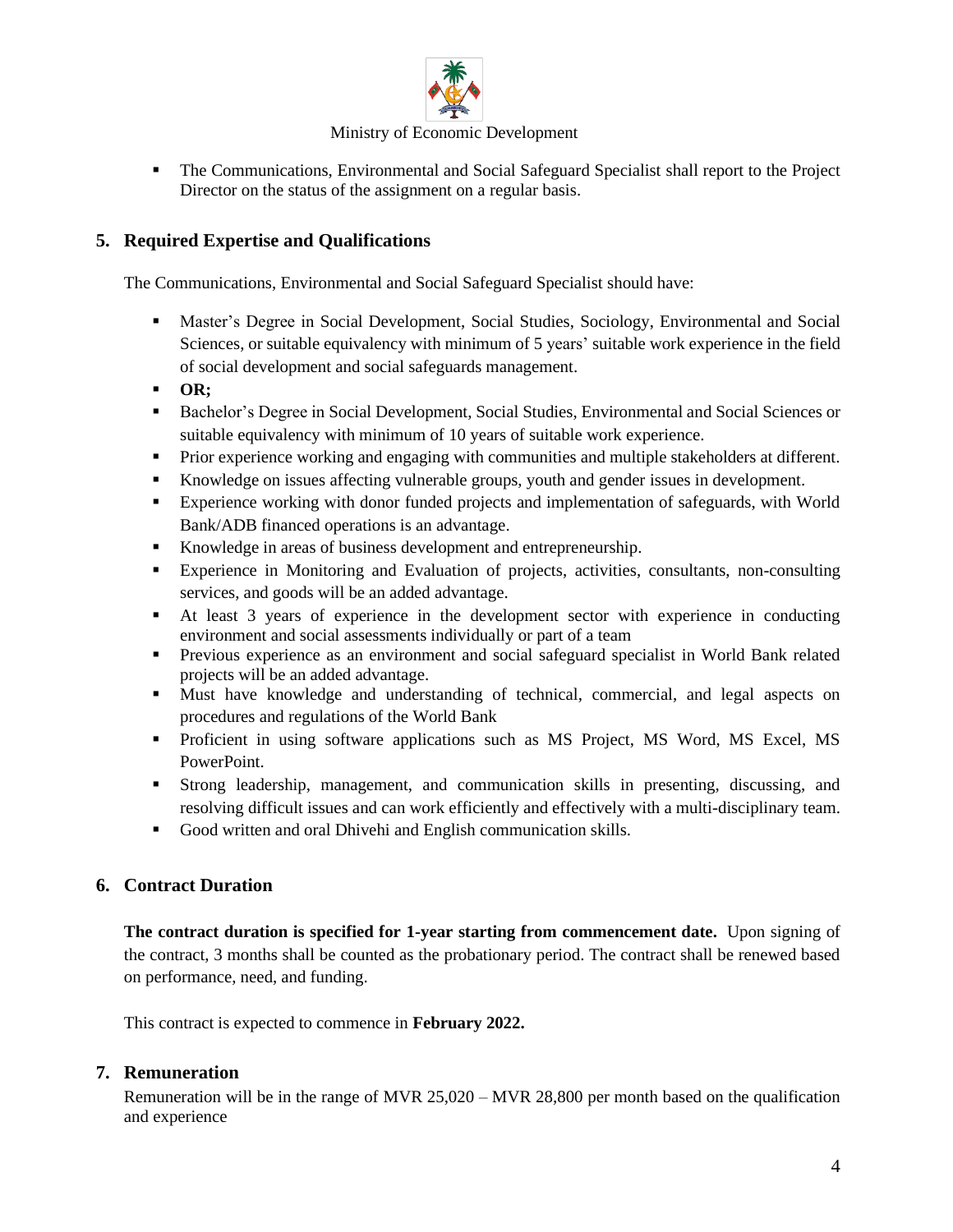Ministry of Economic Development

- The Communications, Environmental and Social Safeguard Specialist shall report to the Project Director on the status of the assignment on a regular basis.

## 5. Required Expertise and Qualifications

The Communications, Environmental and Social Safeguard Specialist should have:

- Master's Degree in Social Development, Social Studies, Sociology, Environmental and Social Sciences, or suitable equivalency with minimum of 5 years' suitable work experience in the field of social development and social safeguards management.
- **OR;**
- Bachelor's Degree in Social Development, Social Studies, Environmental and Social Sciences or suitable equivalency with minimum of 10 years of suitable work experience.
- Prior experience working and engaging with communities and multiple stakeholders at different.
- Knowledge on issues affecting vulnerable groups, youth and gender issues in development.
- Experience working with donor funded projects and implementation of safeguards, with World Bank/ADB financed operations is an advantage.
- Knowledge in areas of business development and entrepreneurship.
- Experience in Monitoring and Evaluation of projects, activities, consultants, non-consulting services, and goods will be an added advantage.
- At least 3 years of experience in the development sector with experience in conducting environment and social assessments individually or part of a team
- Previous experience as an environment and social safeguard specialist in World Bank related projects will be an added advantage.
- Must have knowledge and understanding of technical, commercial, and legal aspects on procedures and regulations of the World Bank
- Proficient in using software applications such as MS Project, MS Word, MS Excel, MS PowerPoint.
- Strong leadership, management, and communication skills in presenting, discussing, and resolving difficult issues and can work efficiently and effectively with a multi-disciplinary team.
- Good written and oral Dhivehi and English communication skills.

## 6. Contract Duration

**The contract duration is specified for 1-year starting from commencement date.** Upon signing of the contract, 3 months shall be counted as the probationary period. The contract shall be renewed based on performance, need, and funding.

This contract is expected to commence in **February 2022.**

## 7. Remuneration

Remuneration will be in the range of MVR 25,020 – MVR 28,800 per month based on the qualification and experience